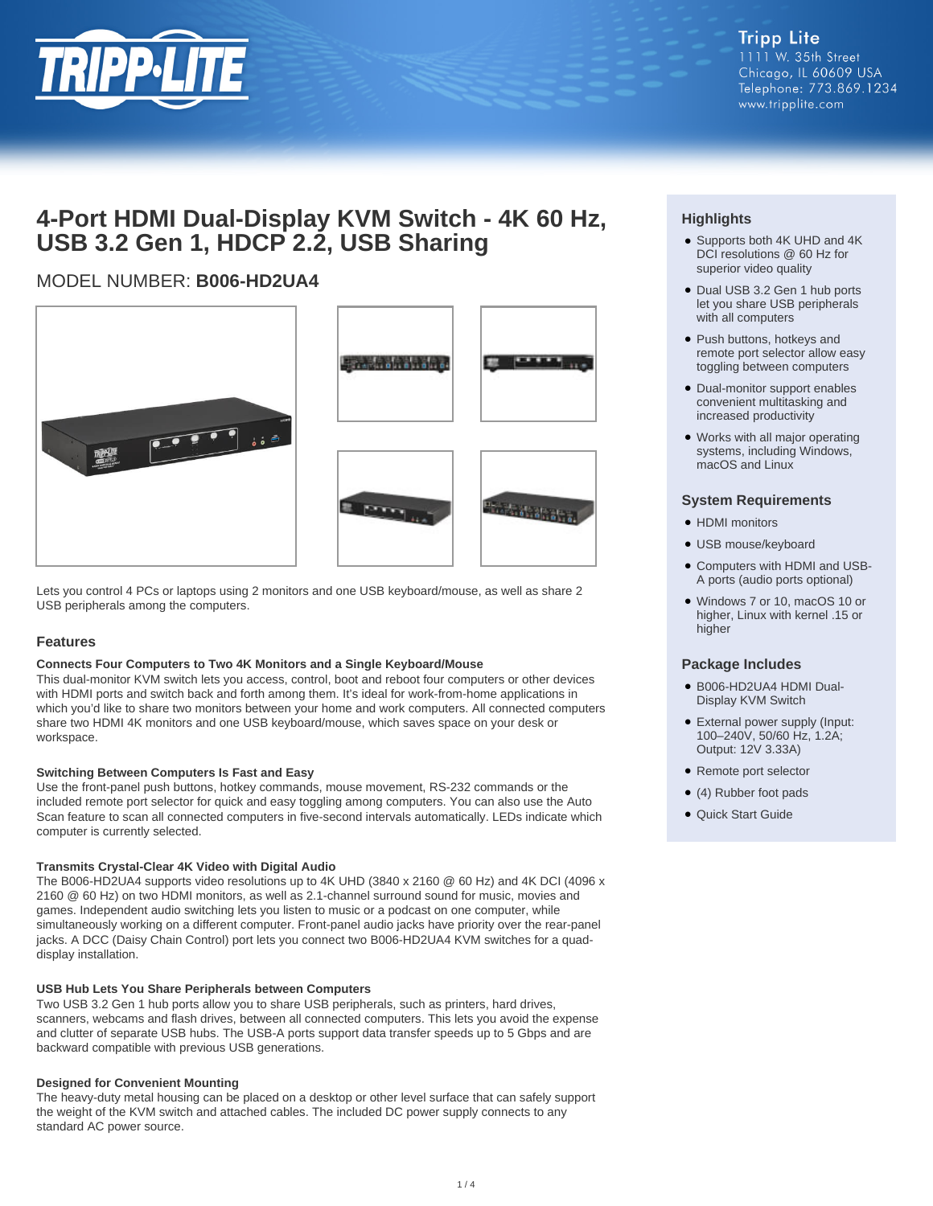Tripp Lite
1111 W. 35th Street
Chicago, IL 60609 USA
Telephone: 773.869.1234
www.tripplite.com

# 4-Port HDMI Dual-Display KVM Switch - 4K 60 Hz, USB 3.2 Gen 1, HDCP 2.2, USB Sharing

## MODEL NUMBER: **B006-HD2UA4**

Lets you control 4 PCs or laptops using 2 monitors and one USB keyboard/mouse, as well as share 2 USB peripherals among the computers.

## Features

**Connects Four Computers to Two 4K Monitors and a Single Keyboard/Mouse**
This dual-monitor KVM switch lets you access, control, boot and reboot four computers or other devices with HDMI ports and switch back and forth among them. It's ideal for work-from-home applications in which you'd like to share two monitors between your home and work computers. All connected computers share two HDMI 4K monitors and one USB keyboard/mouse, which saves space on your desk or workspace.

**Switching Between Computers Is Fast and Easy**
Use the front-panel push buttons, hotkey commands, mouse movement, RS-232 commands or the included remote port selector for quick and easy toggling among computers. You can also use the Auto Scan feature to scan all connected computers in five-second intervals automatically. LEDs indicate which computer is currently selected.

**Transmits Crystal-Clear 4K Video with Digital Audio**
The B006-HD2UA4 supports video resolutions up to 4K UHD (3840 x 2160 @ 60 Hz) and 4K DCI (4096 x 2160 @ 60 Hz) on two HDMI monitors, as well as 2.1-channel surround sound for music, movies and games. Independent audio switching lets you listen to music or a podcast on one computer, while simultaneously working on a different computer. Front-panel audio jacks have priority over the rear-panel jacks. A DCC (Daisy Chain Control) port lets you connect two B006-HD2UA4 KVM switches for a quad-display installation.

**USB Hub Lets You Share Peripherals between Computers**
Two USB 3.2 Gen 1 hub ports allow you to share USB peripherals, such as printers, hard drives, scanners, webcams and flash drives, between all connected computers. This lets you avoid the expense and clutter of separate USB hubs. The USB-A ports support data transfer speeds up to 5 Gbps and are backward compatible with previous USB generations.

**Designed for Convenient Mounting**
The heavy-duty metal housing can be placed on a desktop or other level surface that can safely support the weight of the KVM switch and attached cables. The included DC power supply connects to any standard AC power source.

## Highlights

- Supports both 4K UHD and 4K DCI resolutions @ 60 Hz for superior video quality
- Dual USB 3.2 Gen 1 hub ports let you share USB peripherals with all computers
- Push buttons, hotkeys and remote port selector allow easy toggling between computers
- Dual-monitor support enables convenient multitasking and increased productivity
- Works with all major operating systems, including Windows, macOS and Linux

## System Requirements

- HDMI monitors
- USB mouse/keyboard
- Computers with HDMI and USB-A ports (audio ports optional)
- Windows 7 or 10, macOS 10 or higher, Linux with kernel .15 or higher

## Package Includes

- B006-HD2UA4 HDMI Dual-Display KVM Switch
- External power supply (Input: 100–240V, 50/60 Hz, 1.2A; Output: 12V 3.33A)
- Remote port selector
- (4) Rubber foot pads
- Quick Start Guide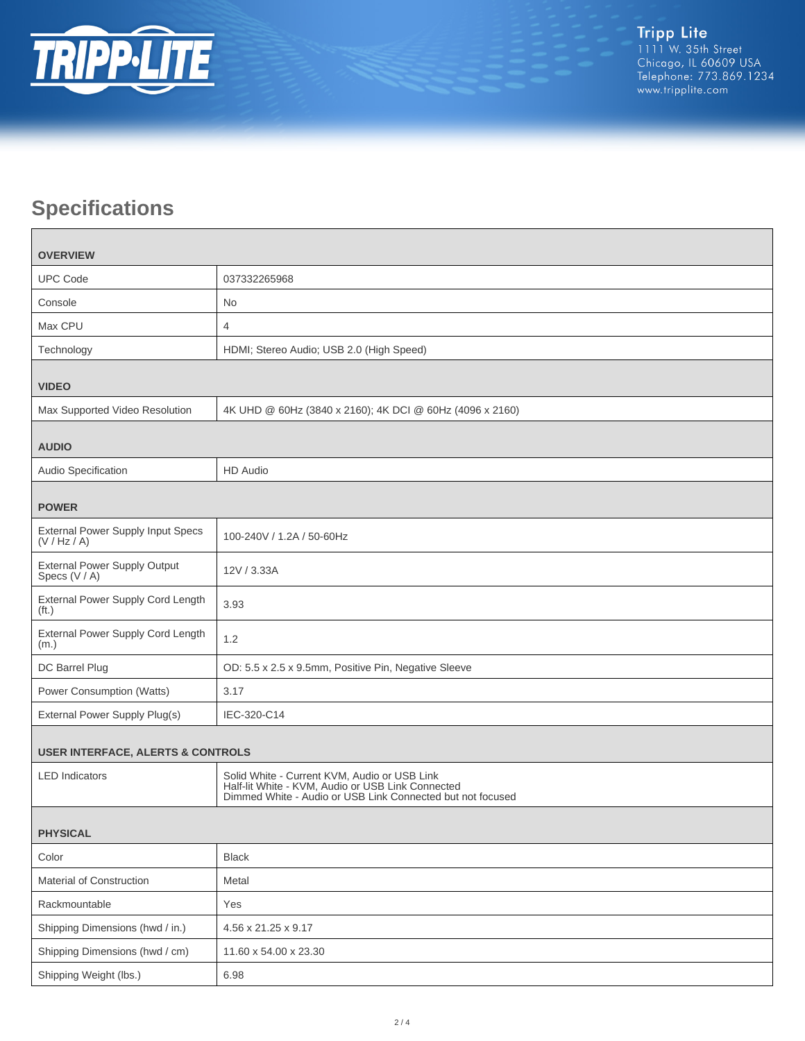Tripp Lite
1111 W. 35th Street
Chicago, IL 60609 USA
Telephone: 773.869.1234
www.tripplite.com

## Specifications

| OVERVIEW | |
|---|---|
| UPC Code | 037332265968 |
| Console | No |
| Max CPU | 4 |
| Technology | HDMI; Stereo Audio; USB 2.0 (High Speed) |
| **VIDEO** | |
| Max Supported Video Resolution | 4K UHD @ 60Hz (3840 x 2160); 4K DCI @ 60Hz (4096 x 2160) |
| **AUDIO** | |
| Audio Specification | HD Audio |
| **POWER** | |
| External Power Supply Input Specs (V / Hz / A) | 100-240V / 1.2A / 50-60Hz |
| External Power Supply Output Specs (V / A) | 12V / 3.33A |
| External Power Supply Cord Length (ft.) | 3.93 |
| External Power Supply Cord Length (m.) | 1.2 |
| DC Barrel Plug | OD: 5.5 x 2.5 x 9.5mm, Positive Pin, Negative Sleeve |
| Power Consumption (Watts) | 3.17 |
| External Power Supply Plug(s) | IEC-320-C14 |
| **USER INTERFACE, ALERTS & CONTROLS** | |
| LED Indicators | Solid White - Current KVM, Audio or USB Link<br>Half-lit White - KVM, Audio or USB Link Connected<br>Dimmed White - Audio or USB Link Connected but not focused |
| **PHYSICAL** | |
| Color | Black |
| Material of Construction | Metal |
| Rackmountable | Yes |
| Shipping Dimensions (hwd / in.) | 4.56 x 21.25 x 9.17 |
| Shipping Dimensions (hwd / cm) | 11.60 x 54.00 x 23.30 |
| Shipping Weight (lbs.) | 6.98 |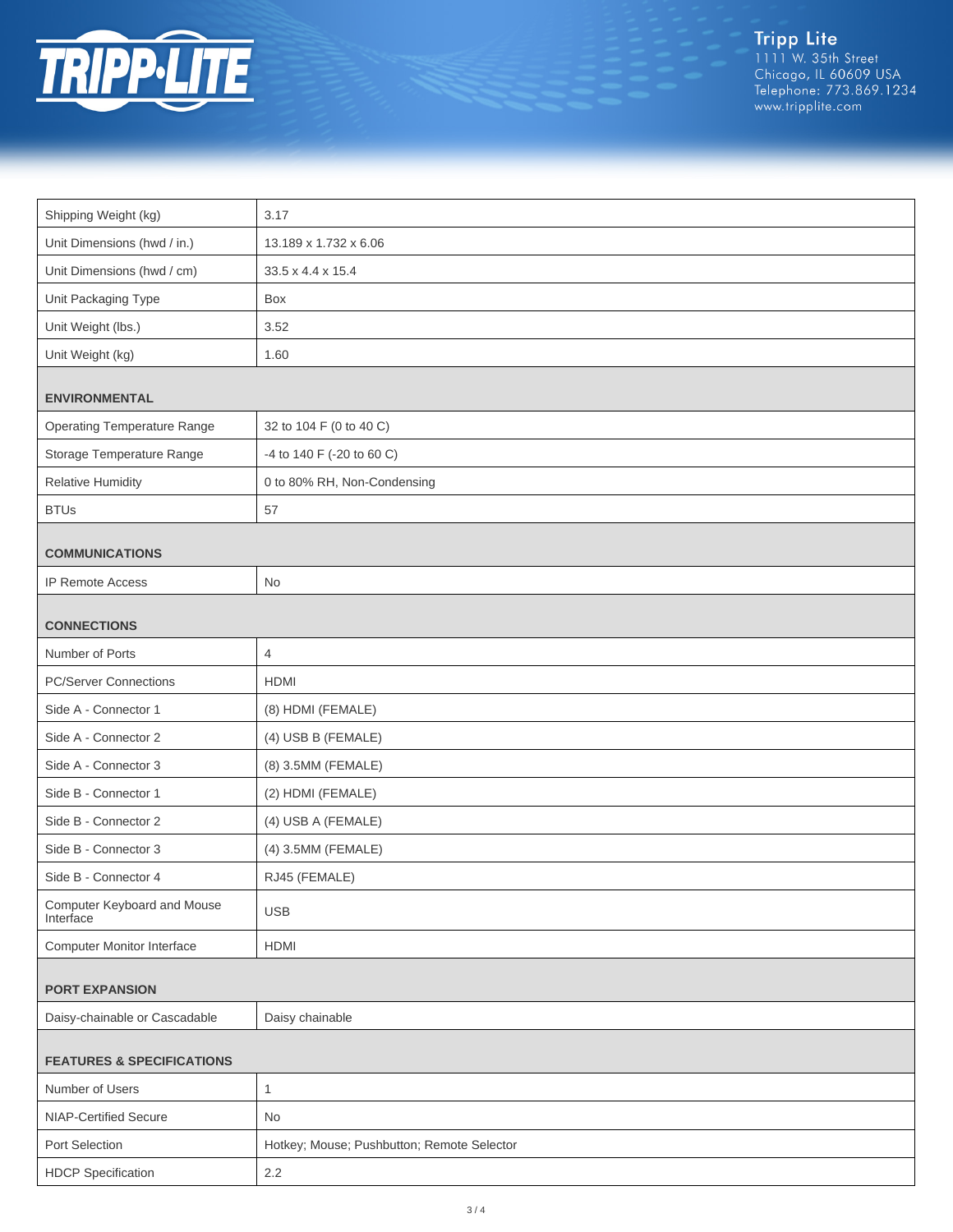| | |
|---|---|
| Shipping Weight (kg) | 3.17 |
| Unit Dimensions (hwd / in.) | 13.189 x 1.732 x 6.06 |
| Unit Dimensions (hwd / cm) | 33.5 x 4.4 x 15.4 |
| Unit Packaging Type | Box |
| Unit Weight (lbs.) | 3.52 |
| Unit Weight (kg) | 1.60 |
| **ENVIRONMENTAL** | |
| Operating Temperature Range | 32 to 104 F (0 to 40 C) |
| Storage Temperature Range | -4 to 140 F (-20 to 60 C) |
| Relative Humidity | 0 to 80% RH, Non-Condensing |
| BTUs | 57 |
| **COMMUNICATIONS** | |
| IP Remote Access | No |
| **CONNECTIONS** | |
| Number of Ports | 4 |
| PC/Server Connections | HDMI |
| Side A - Connector 1 | (8) HDMI (FEMALE) |
| Side A - Connector 2 | (4) USB B (FEMALE) |
| Side A - Connector 3 | (8) 3.5MM (FEMALE) |
| Side B - Connector 1 | (2) HDMI (FEMALE) |
| Side B - Connector 2 | (4) USB A (FEMALE) |
| Side B - Connector 3 | (4) 3.5MM (FEMALE) |
| Side B - Connector 4 | RJ45 (FEMALE) |
| Computer Keyboard and Mouse Interface | USB |
| Computer Monitor Interface | HDMI |
| **PORT EXPANSION** | |
| Daisy-chainable or Cascadable | Daisy chainable |
| **FEATURES & SPECIFICATIONS** | |
| Number of Users | 1 |
| NIAP-Certified Secure | No |
| Port Selection | Hotkey; Mouse; Pushbutton; Remote Selector |
| HDCP Specification | 2.2 |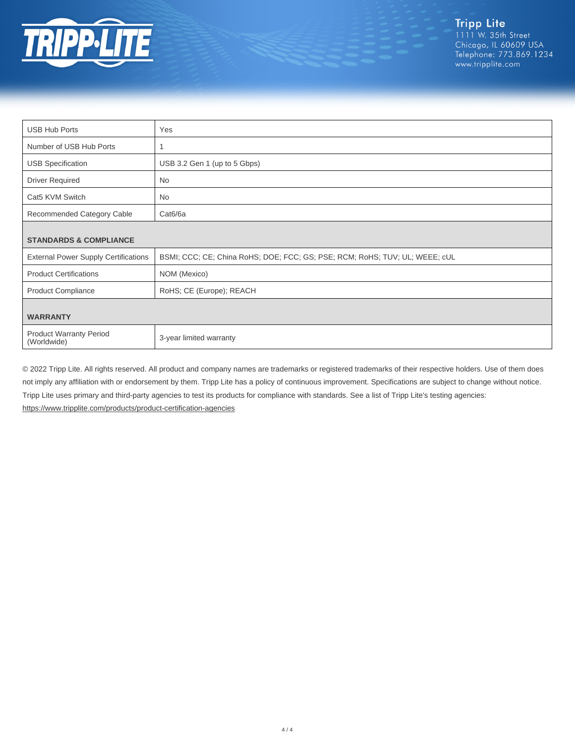| | |
|---|---|
| USB Hub Ports | Yes |
| Number of USB Hub Ports | 1 |
| USB Specification | USB 3.2 Gen 1 (up to 5 Gbps) |
| Driver Required | No |
| Cat5 KVM Switch | No |
| Recommended Category Cable | Cat6/6a |
| **STANDARDS & COMPLIANCE** | |
| External Power Supply Certifications | BSMI; CCC; CE; China RoHS; DOE; FCC; GS; PSE; RCM; RoHS; TUV; UL; WEEE; cUL |
| Product Certifications | NOM (Mexico) |
| Product Compliance | RoHS; CE (Europe); REACH |
| **WARRANTY** | |
| Product Warranty Period (Worldwide) | 3-year limited warranty |

© 2022 Tripp Lite. All rights reserved. All product and company names are trademarks or registered trademarks of their respective holders. Use of them does not imply any affiliation with or endorsement by them. Tripp Lite has a policy of continuous improvement. Specifications are subject to change without notice. Tripp Lite uses primary and third-party agencies to test its products for compliance with standards. See a list of Tripp Lite's testing agencies: https://www.tripplite.com/products/product-certification-agencies